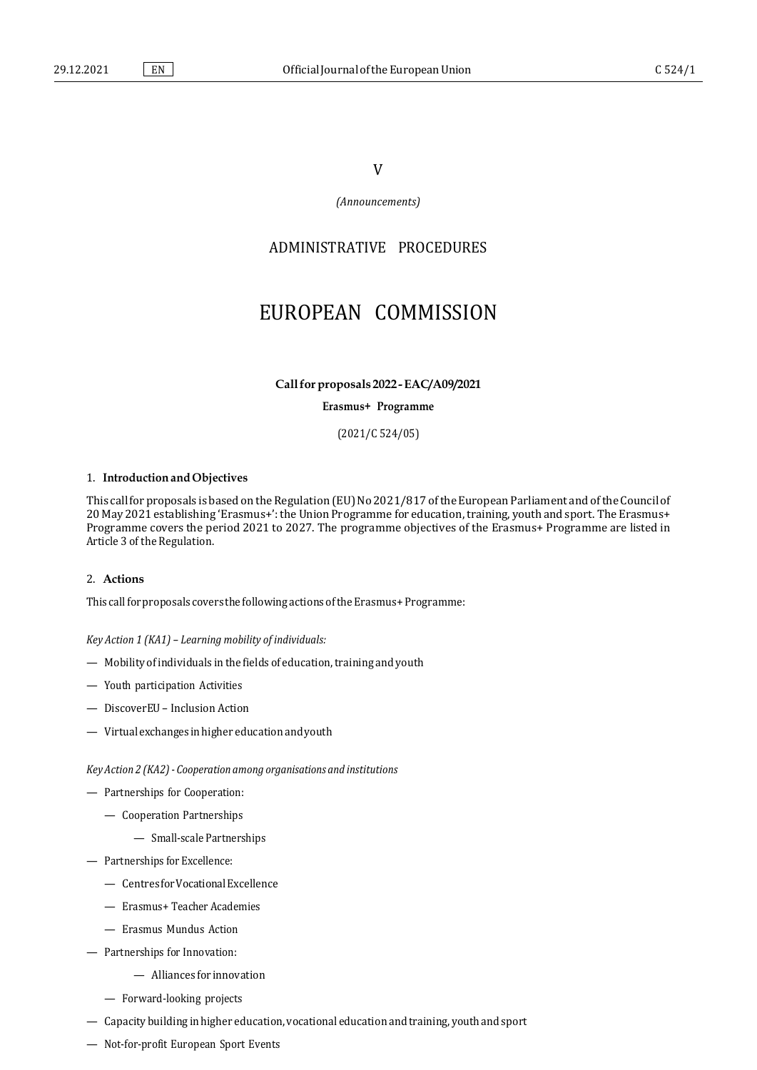V

*(Announcements)*

ADMINISTRATIVE PROCEDURES

# EUROPEAN COMMISSION

**Call for proposals 2022 - EAC/A09/2021**

**Erasmus+ Programme**

(2021/C 524/05)

## 1. Introduction and Objectives

This call for proposals is based on the Regulation (EU) No 2021/817 of the European Parliament and of the Council of 20 May 2021 establishing 'Erasmus+': the Union Programme for education, training, youth and sport. The Erasmus+ Programme covers the period 2021 to 2027. The programme objectives of the Erasmus+ Programme are listed in Article 3 of the Regulation.

## 2. Actions

This call for proposals covers the following actions of the Erasmus+ Programme:

*Key Action 1 (KA1) – Learning mobility of individuals:*

- Mobility of individuals in the fields of education, training and youth
- Youth participation Activities
- DiscoverEU – Inclusion Action
- Virtual exchanges in higher education and youth

*Key Action 2 (KA2) - Cooperation among organisations and institutions*

- Partnerships for Cooperation:
  - Cooperation Partnerships
    - Small-scale Partnerships
- Partnerships for Excellence:
  - Centres for Vocational Excellence
  - Erasmus+ Teacher Academies
  - Erasmus Mundus Action
- Partnerships for Innovation:
    - Alliances for innovation
  - Forward-looking projects
- Capacity building in higher education, vocational education and training, youth and sport
- Not-for-profit European Sport Events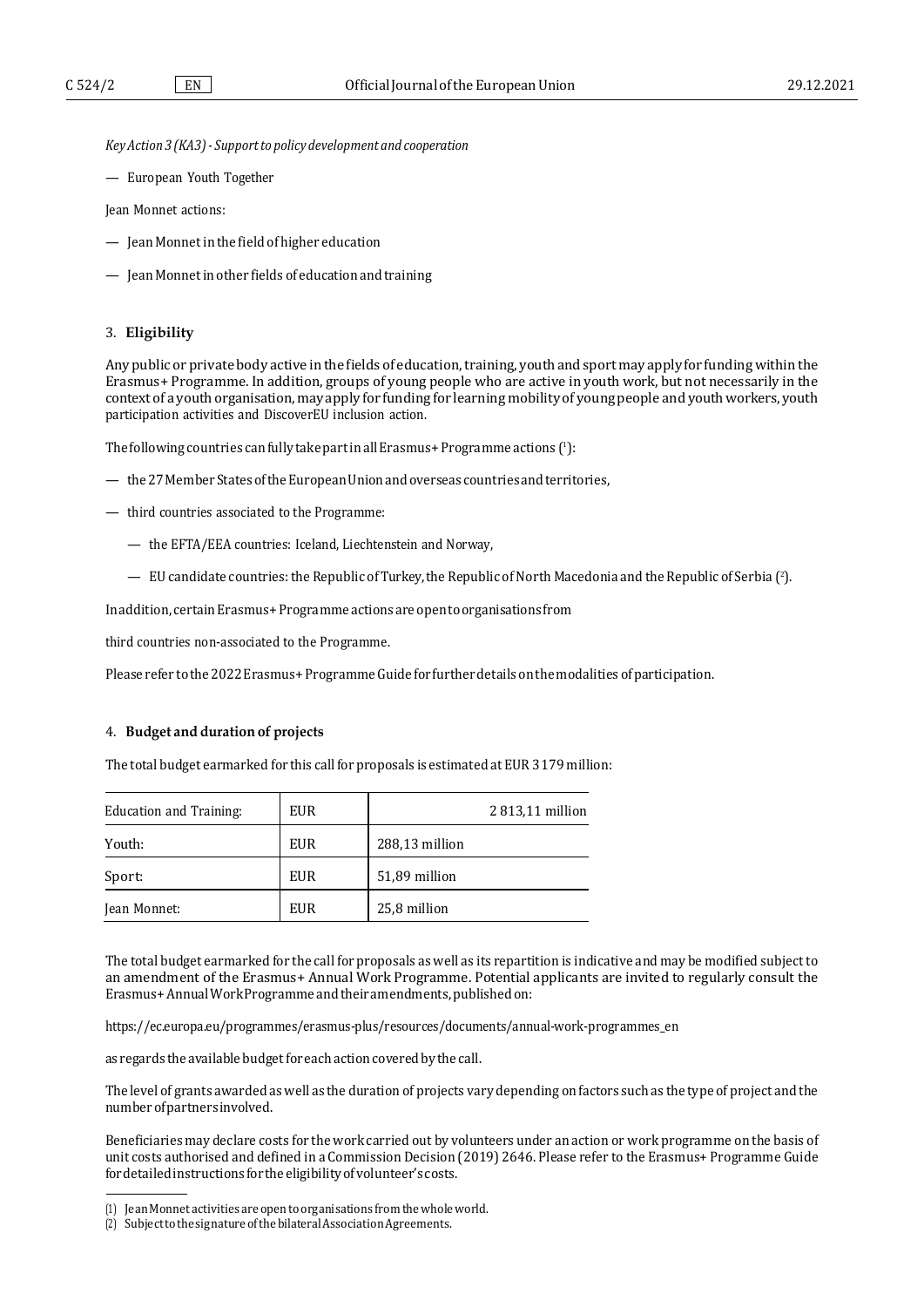*Key Action 3 (KA3) - Support to policy development and cooperation*

— European Youth Together

Jean Monnet actions:

— Jean Monnet in the field of higher education

— Jean Monnet in other fields of education and training

## 3. **Eligibility**

Any public or private body active in the fields of education, training, youth and sport may apply for funding within the Erasmus+ Programme. In addition, groups of young people who are active in youth work, but not necessarily in the context of a youth organisation, may apply for funding for learning mobility of young people and youth workers, youth participation activities and DiscoverEU inclusion action.

The following countries can fully take part in all Erasmus+ Programme actions [1]:

— the 27 Member States of the European Union and overseas countries and territories,

— third countries associated to the Programme:

 — the EFTA/EEA countries: Iceland, Liechtenstein and Norway,

 — EU candidate countries: the Republic of Turkey, the Republic of North Macedonia and the Republic of Serbia [2].

In addition, certain Erasmus+ Programme actions are open to organisations from

third countries non-associated to the Programme.

Please refer to the 2022 Erasmus+ Programme Guide for further details on the modalities of participation.

## 4. **Budget and duration of projects**

The total budget earmarked for this call for proposals is estimated at EUR 3 179 million:

| | | |
|---|---|---|
| Education and Training: | EUR | 2 813,11 million |
| Youth: | EUR | 288,13 million |
| Sport: | EUR | 51,89 million |
| Jean Monnet: | EUR | 25,8 million |

The total budget earmarked for the call for proposals as well as its repartition is indicative and may be modified subject to an amendment of the Erasmus+ Annual Work Programme. Potential applicants are invited to regularly consult the Erasmus+ Annual Work Programme and their amendments, published on:

https://ec.europa.eu/programmes/erasmus-plus/resources/documents/annual-work-programmes_en

as regards the available budget for each action covered by the call.

The level of grants awarded as well as the duration of projects vary depending on factors such as the type of project and the number of partners involved.

Beneficiaries may declare costs for the work carried out by volunteers under an action or work programme on the basis of unit costs authorised and defined in a Commission Decision (2019) 2646. Please refer to the Erasmus+ Programme Guide for detailed instructions for the eligibility of volunteer's costs.

---

(1) Jean Monnet activities are open to organisations from the whole world.

(2) Subject to the signature of the bilateral Association Agreements.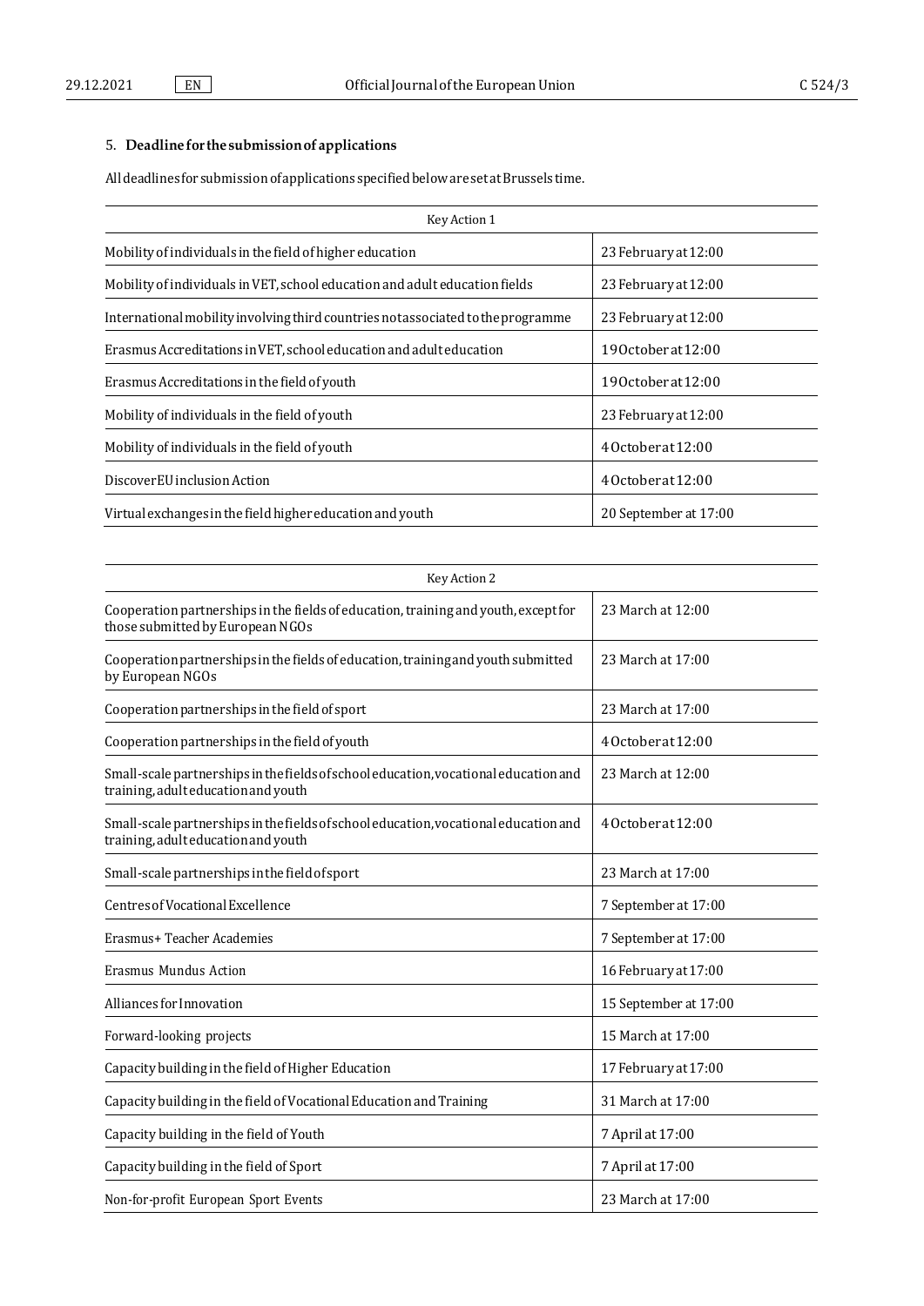## 5. **Deadline for the submission of applications**

All deadlines for submission of applications specified below are set at Brussels time.

| Key Action 1 | |
|---|---|
| Mobility of individuals in the field of higher education | 23 February at 12:00 |
| Mobility of individuals in VET, school education and adult education fields | 23 February at 12:00 |
| International mobility involving third countries not associated to the programme | 23 February at 12:00 |
| Erasmus Accreditations in VET, school education and adult education | 19 October at 12:00 |
| Erasmus Accreditations in the field of youth | 19 October at 12:00 |
| Mobility of individuals in the field of youth | 23 February at 12:00 |
| Mobility of individuals in the field of youth | 4 October at 12:00 |
| DiscoverEU inclusion Action | 4 October at 12:00 |
| Virtual exchanges in the field higher education and youth | 20 September at 17:00 |

| Key Action 2 | |
|---|---|
| Cooperation partnerships in the fields of education, training and youth, except for those submitted by European NGOs | 23 March at 12:00 |
| Cooperation partnerships in the fields of education, training and youth submitted by European NGOs | 23 March at 17:00 |
| Cooperation partnerships in the field of sport | 23 March at 17:00 |
| Cooperation partnerships in the field of youth | 4 October at 12:00 |
| Small-scale partnerships in the fields of school education, vocational education and training, adult education and youth | 23 March at 12:00 |
| Small-scale partnerships in the fields of school education, vocational education and training, adult education and youth | 4 October at 12:00 |
| Small-scale partnerships in the field of sport | 23 March at 17:00 |
| Centres of Vocational Excellence | 7 September at 17:00 |
| Erasmus+ Teacher Academies | 7 September at 17:00 |
| Erasmus Mundus Action | 16 February at 17:00 |
| Alliances for Innovation | 15 September at 17:00 |
| Forward-looking projects | 15 March at 17:00 |
| Capacity building in the field of Higher Education | 17 February at 17:00 |
| Capacity building in the field of Vocational Education and Training | 31 March at 17:00 |
| Capacity building in the field of Youth | 7 April at 17:00 |
| Capacity building in the field of Sport | 7 April at 17:00 |
| Non-for-profit European Sport Events | 23 March at 17:00 |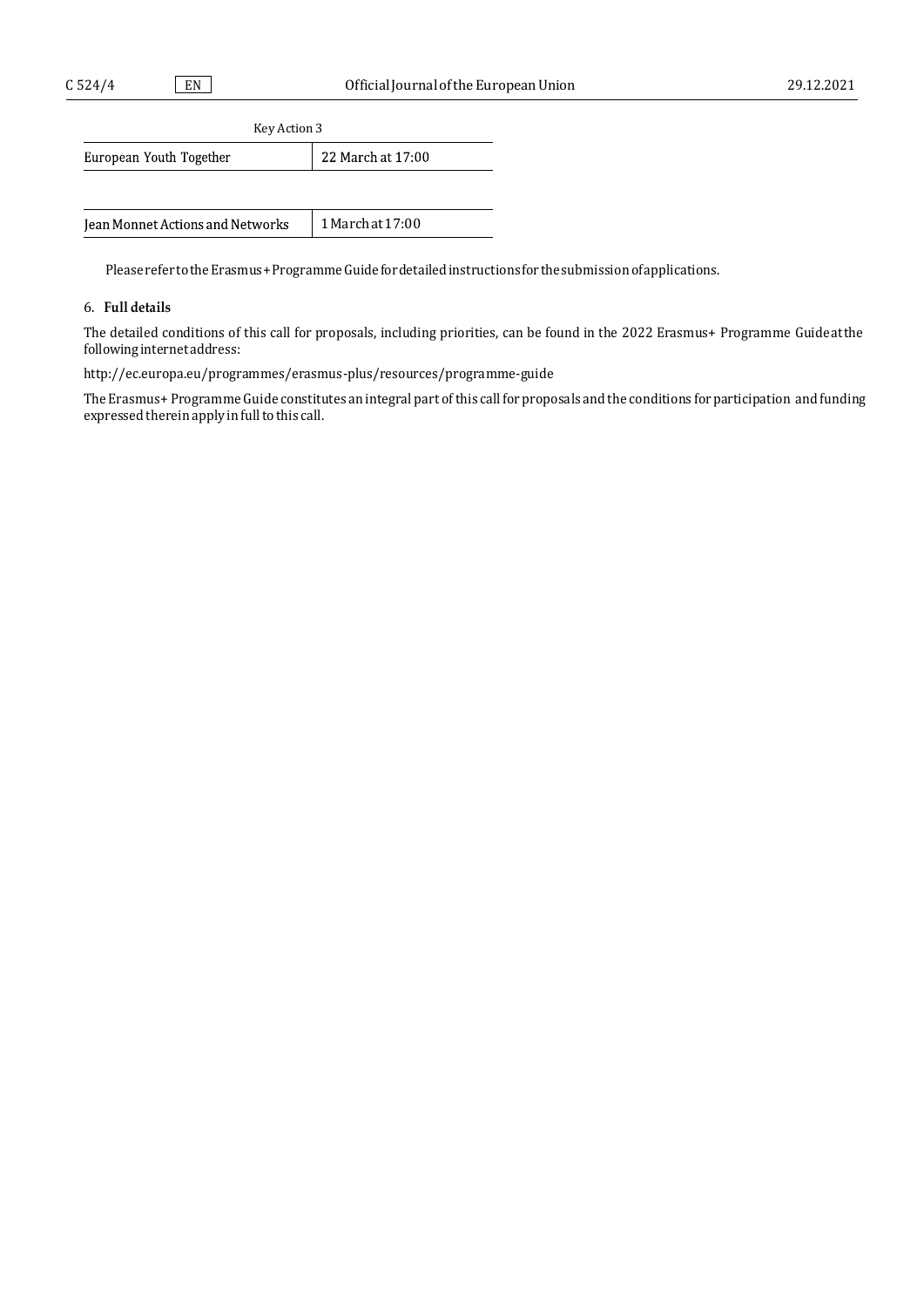| Key Action 3 | |
|---|---|
| European Youth Together | 22 March at 17:00 |

| | |
|---|---|
| Jean Monnet Actions and Networks | 1 March at 17:00 |

Please refer to the Erasmus+ Programme Guide for detailed instructions for the submission of applications.

6. **Full details**

The detailed conditions of this call for proposals, including priorities, can be found in the 2022 Erasmus+ Programme Guide at the following internet address:

http://ec.europa.eu/programmes/erasmus-plus/resources/programme-guide

The Erasmus+ Programme Guide constitutes an integral part of this call for proposals and the conditions for participation and funding expressed therein apply in full to this call.